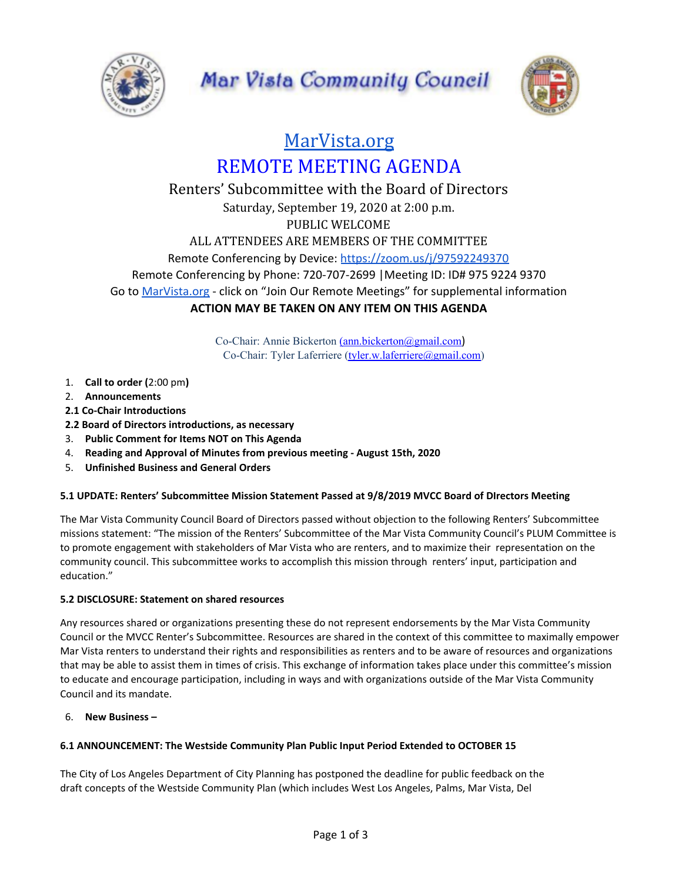# Mar Vista Community Council

[MarVista.org](https://MarVista.org)

## REMOTE MEETING AGENDA

Renters' Subcommittee with the Board of Directors
Saturday, September 19, 2020 at 2:00 p.m.
PUBLIC WELCOME
ALL ATTENDEES ARE MEMBERS OF THE COMMITTEE

Remote Conferencing by Device: [https://zoom.us/j/97592249370](https://zoom.us/j/97592249370)
Remote Conferencing by Phone: 720-707-2699 |Meeting ID: ID# 975 9224 9370
Go to [MarVista.org](https://MarVista.org) - click on "Join Our Remote Meetings" for supplemental information

**ACTION MAY BE TAKEN ON ANY ITEM ON THIS AGENDA**

Co-Chair: Annie Bickerton (ann.bickerton@gmail.com)
Co-Chair: Tyler Laferriere (tyler.w.laferriere@gmail.com)

1. **Call to order (**2:00 pm**)**
2. **Announcements**

**2.1 Co-Chair Introductions**

**2.2 Board of Directors introductions, as necessary**

3. **Public Comment for Items NOT on This Agenda**
4. **Reading and Approval of Minutes from previous meeting - August 15th, 2020**
5. **Unfinished Business and General Orders**

**5.1 UPDATE: Renters' Subcommittee Mission Statement Passed at 9/8/2019 MVCC Board of DIrectors Meeting**

The Mar Vista Community Council Board of Directors passed without objection to the following Renters' Subcommittee missions statement: "The mission of the Renters' Subcommittee of the Mar Vista Community Council's PLUM Committee is to promote engagement with stakeholders of Mar Vista who are renters, and to maximize their representation on the community council. This subcommittee works to accomplish this mission through renters' input, participation and education."

**5.2 DISCLOSURE: Statement on shared resources**

Any resources shared or organizations presenting these do not represent endorsements by the Mar Vista Community Council or the MVCC Renter's Subcommittee. Resources are shared in the context of this committee to maximally empower Mar Vista renters to understand their rights and responsibilities as renters and to be aware of resources and organizations that may be able to assist them in times of crisis. This exchange of information takes place under this committee's mission to educate and encourage participation, including in ways and with organizations outside of the Mar Vista Community Council and its mandate.

6. **New Business –**

**6.1 ANNOUNCEMENT: The Westside Community Plan Public Input Period Extended to OCTOBER 15**

The City of Los Angeles Department of City Planning has postponed the deadline for public feedback on the draft concepts of the Westside Community Plan (which includes West Los Angeles, Palms, Mar Vista, Del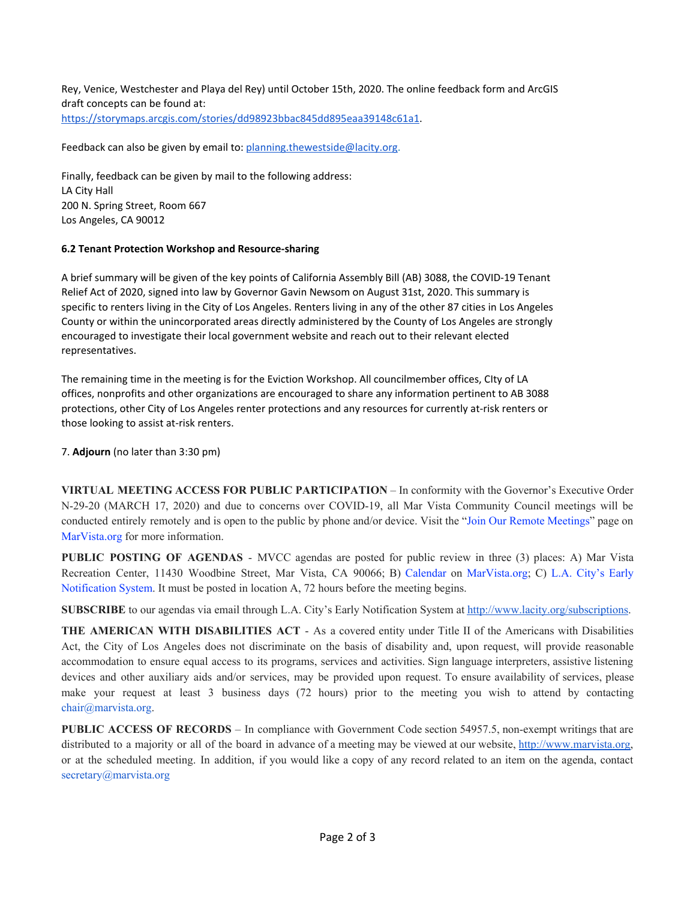Rey, Venice, Westchester and Playa del Rey) until October 15th, 2020. The online feedback form and ArcGIS draft concepts can be found at: https://storymaps.arcgis.com/stories/dd98923bbac845dd895eaa39148c61a1.

Feedback can also be given by email to: planning.thewestside@lacity.org.

Finally, feedback can be given by mail to the following address:
LA City Hall
200 N. Spring Street, Room 667
Los Angeles, CA 90012

**6.2 Tenant Protection Workshop and Resource-sharing**

A brief summary will be given of the key points of California Assembly Bill (AB) 3088, the COVID-19 Tenant Relief Act of 2020, signed into law by Governor Gavin Newsom on August 31st, 2020. This summary is specific to renters living in the City of Los Angeles. Renters living in any of the other 87 cities in Los Angeles County or within the unincorporated areas directly administered by the County of Los Angeles are strongly encouraged to investigate their local government website and reach out to their relevant elected representatives.

The remaining time in the meeting is for the Eviction Workshop. All councilmember offices, CIty of LA offices, nonprofits and other organizations are encouraged to share any information pertinent to AB 3088 protections, other City of Los Angeles renter protections and any resources for currently at-risk renters or those looking to assist at-risk renters.

7. **Adjourn** (no later than 3:30 pm)

**VIRTUAL MEETING ACCESS FOR PUBLIC PARTICIPATION** – In conformity with the Governor's Executive Order N-29-20 (MARCH 17, 2020) and due to concerns over COVID-19, all Mar Vista Community Council meetings will be conducted entirely remotely and is open to the public by phone and/or device. Visit the "Join Our Remote Meetings" page on MarVista.org for more information.

**PUBLIC POSTING OF AGENDAS** - MVCC agendas are posted for public review in three (3) places: A) Mar Vista Recreation Center, 11430 Woodbine Street, Mar Vista, CA 90066; B) Calendar on MarVista.org; C) L.A. City's Early Notification System. It must be posted in location A, 72 hours before the meeting begins.

**SUBSCRIBE** to our agendas via email through L.A. City's Early Notification System at http://www.lacity.org/subscriptions.

**THE AMERICAN WITH DISABILITIES ACT** - As a covered entity under Title II of the Americans with Disabilities Act, the City of Los Angeles does not discriminate on the basis of disability and, upon request, will provide reasonable accommodation to ensure equal access to its programs, services and activities. Sign language interpreters, assistive listening devices and other auxiliary aids and/or services, may be provided upon request. To ensure availability of services, please make your request at least 3 business days (72 hours) prior to the meeting you wish to attend by contacting chair@marvista.org.

**PUBLIC ACCESS OF RECORDS** – In compliance with Government Code section 54957.5, non-exempt writings that are distributed to a majority or all of the board in advance of a meeting may be viewed at our website, http://www.marvista.org, or at the scheduled meeting. In addition, if you would like a copy of any record related to an item on the agenda, contact secretary@marvista.org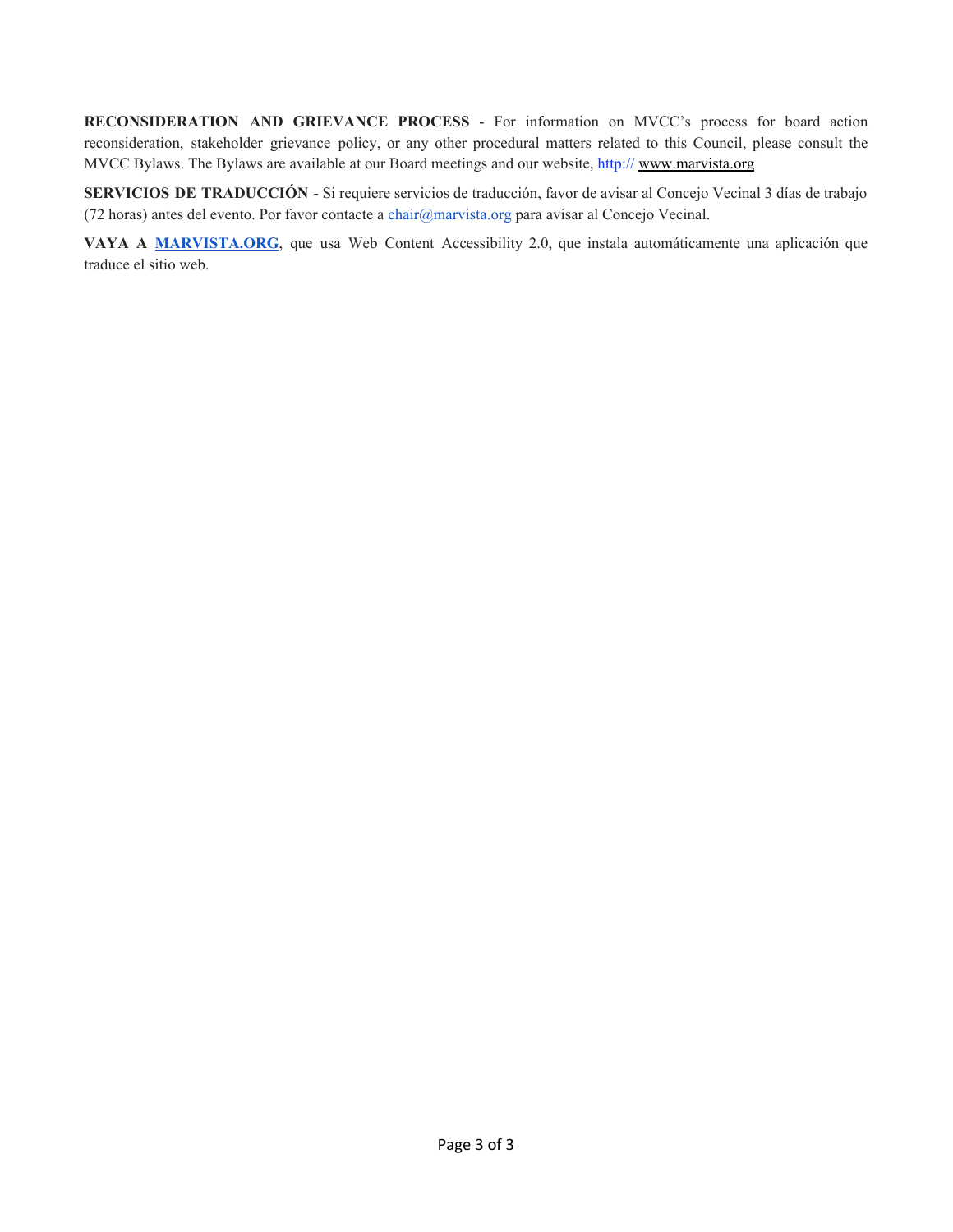**RECONSIDERATION AND GRIEVANCE PROCESS** - For information on MVCC's process for board action reconsideration, stakeholder grievance policy, or any other procedural matters related to this Council, please consult the MVCC Bylaws. The Bylaws are available at our Board meetings and our website, http:// www.marvista.org

**SERVICIOS DE TRADUCCIÓN** - Si requiere servicios de traducción, favor de avisar al Concejo Vecinal 3 días de trabajo (72 horas) antes del evento. Por favor contacte a chair@marvista.org para avisar al Concejo Vecinal.

**VAYA A MARVISTA.ORG**, que usa Web Content Accessibility 2.0, que instala automáticamente una aplicación que traduce el sitio web.